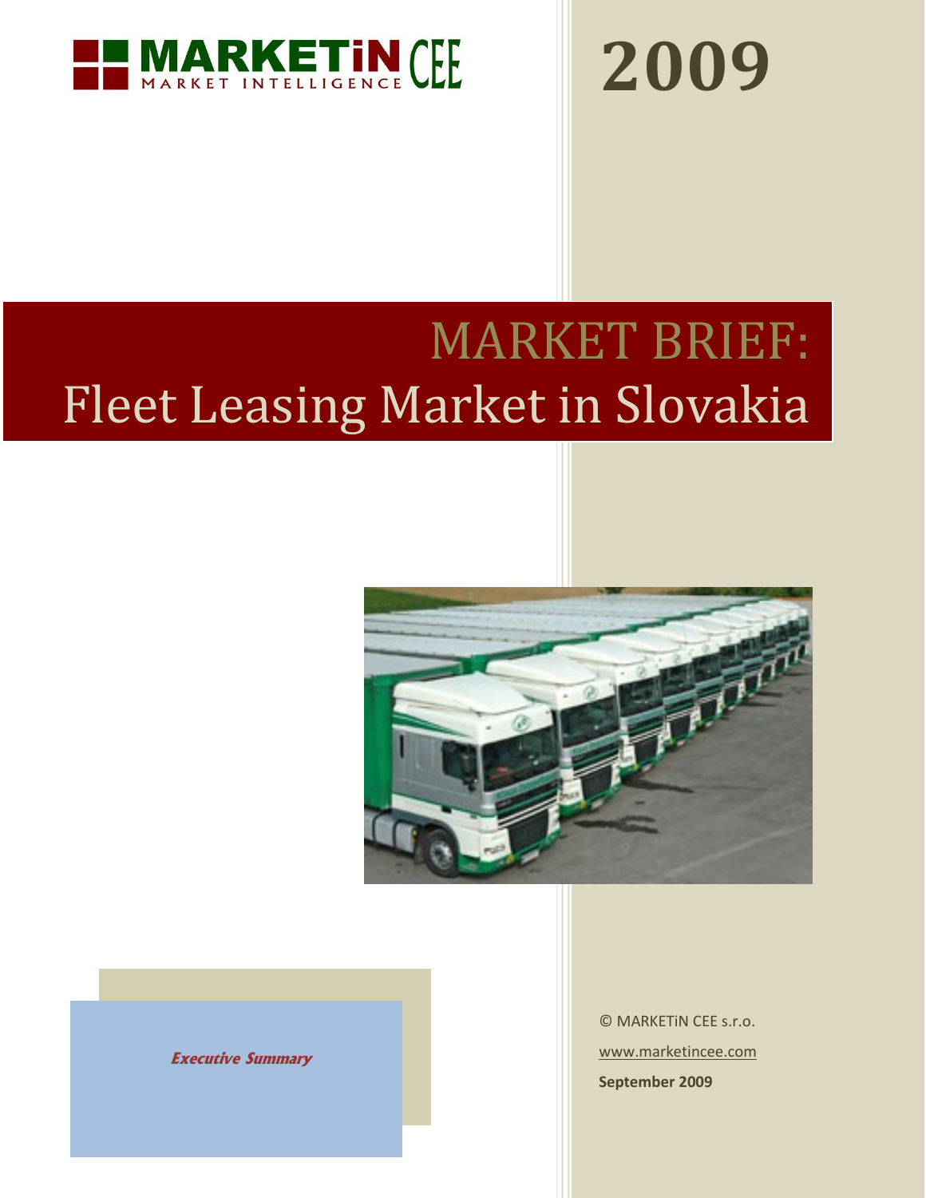MARKETiN CEE
MARKET INTELLIGENCE

# 2009

# MARKET BRIEF:
# Fleet Leasing Market in Slovakia

***Executive Summary***

© MARKETiN CEE s.r.o.

www.marketincee.com

**September 2009**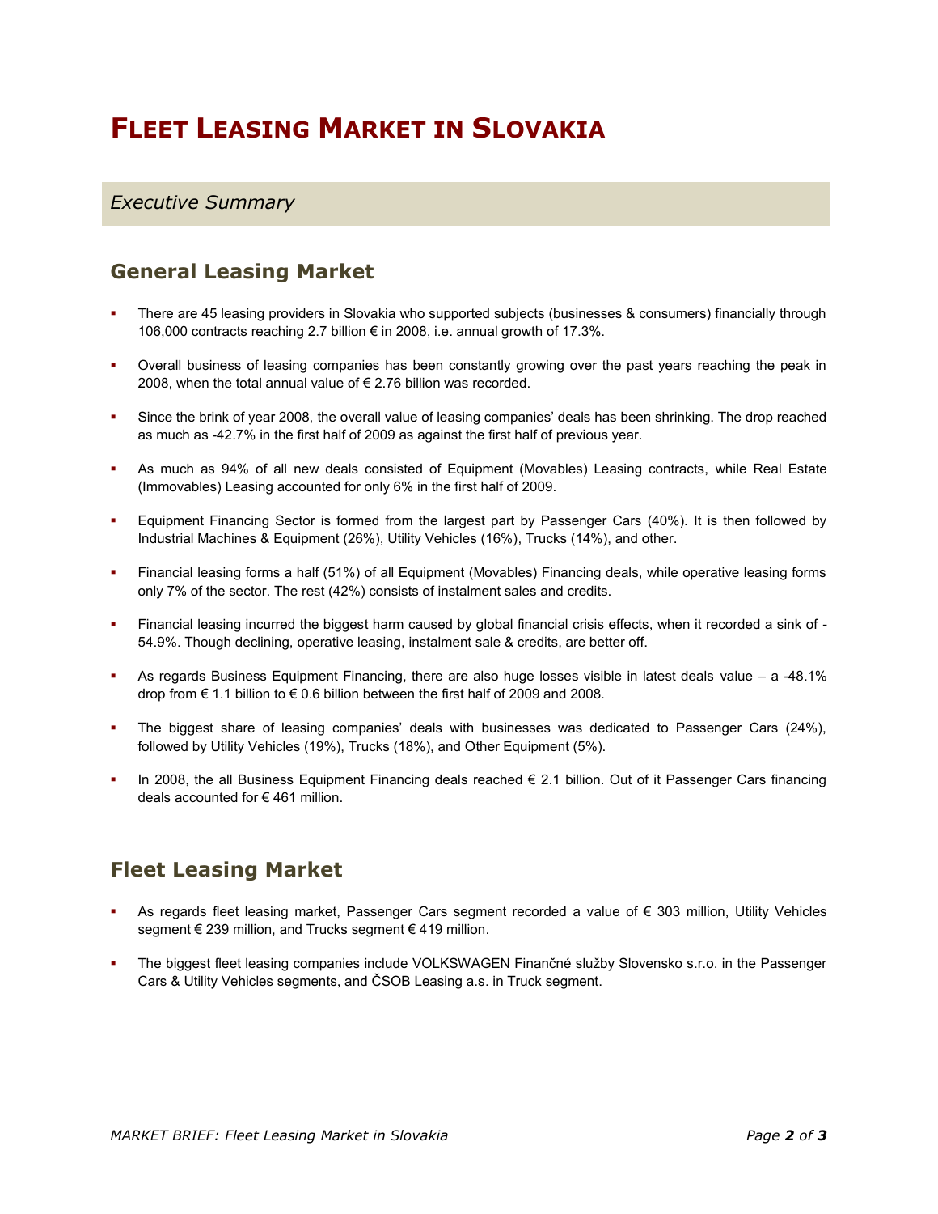# FLEET LEASING MARKET IN SLOVAKIA

*Executive Summary*

## General Leasing Market

- There are 45 leasing providers in Slovakia who supported subjects (businesses & consumers) financially through 106,000 contracts reaching 2.7 billion € in 2008, i.e. annual growth of 17.3%.
- Overall business of leasing companies has been constantly growing over the past years reaching the peak in 2008, when the total annual value of € 2.76 billion was recorded.
- Since the brink of year 2008, the overall value of leasing companies' deals has been shrinking. The drop reached as much as -42.7% in the first half of 2009 as against the first half of previous year.
- As much as 94% of all new deals consisted of Equipment (Movables) Leasing contracts, while Real Estate (Immovables) Leasing accounted for only 6% in the first half of 2009.
- Equipment Financing Sector is formed from the largest part by Passenger Cars (40%). It is then followed by Industrial Machines & Equipment (26%), Utility Vehicles (16%), Trucks (14%), and other.
- Financial leasing forms a half (51%) of all Equipment (Movables) Financing deals, while operative leasing forms only 7% of the sector. The rest (42%) consists of instalment sales and credits.
- Financial leasing incurred the biggest harm caused by global financial crisis effects, when it recorded a sink of -54.9%. Though declining, operative leasing, instalment sale & credits, are better off.
- As regards Business Equipment Financing, there are also huge losses visible in latest deals value – a -48.1% drop from € 1.1 billion to € 0.6 billion between the first half of 2009 and 2008.
- The biggest share of leasing companies' deals with businesses was dedicated to Passenger Cars (24%), followed by Utility Vehicles (19%), Trucks (18%), and Other Equipment (5%).
- In 2008, the all Business Equipment Financing deals reached € 2.1 billion. Out of it Passenger Cars financing deals accounted for € 461 million.

## Fleet Leasing Market

- As regards fleet leasing market, Passenger Cars segment recorded a value of € 303 million, Utility Vehicles segment € 239 million, and Trucks segment € 419 million.
- The biggest fleet leasing companies include VOLKSWAGEN Finančné služby Slovensko s.r.o. in the Passenger Cars & Utility Vehicles segments, and ČSOB Leasing a.s. in Truck segment.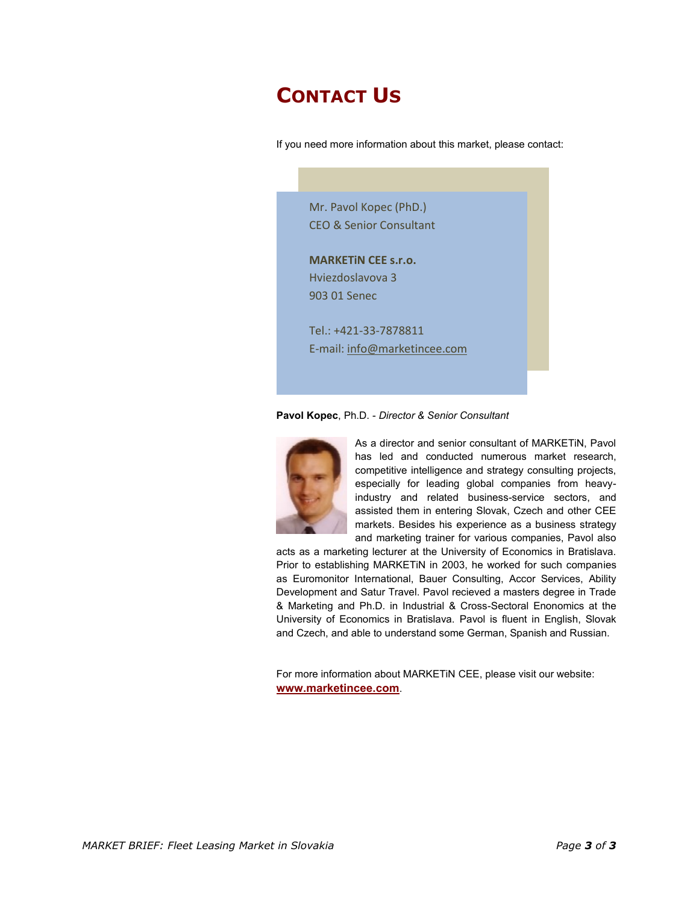# CONTACT US

If you need more information about this market, please contact:

Mr. Pavol Kopec (PhD.)
CEO & Senior Consultant

**MARKETiN CEE s.r.o.**
Hviezdoslavova 3
903 01 Senec

Tel.: +421-33-7878811
E-mail: info@marketincee.com

**Pavol Kopec**, Ph.D. - *Director & Senior Consultant*

As a director and senior consultant of MARKETiN, Pavol has led and conducted numerous market research, competitive intelligence and strategy consulting projects, especially for leading global companies from heavy-industry and related business-service sectors, and assisted them in entering Slovak, Czech and other CEE markets. Besides his experience as a business strategy and marketing trainer for various companies, Pavol also acts as a marketing lecturer at the University of Economics in Bratislava. Prior to establishing MARKETiN in 2003, he worked for such companies as Euromonitor International, Bauer Consulting, Accor Services, Ability Development and Satur Travel. Pavol recieved a masters degree in Trade & Marketing and Ph.D. in Industrial & Cross-Sectoral Enonomics at the University of Economics in Bratislava. Pavol is fluent in English, Slovak and Czech, and able to understand some German, Spanish and Russian.

For more information about MARKETiN CEE, please visit our website: **www.marketincee.com**.